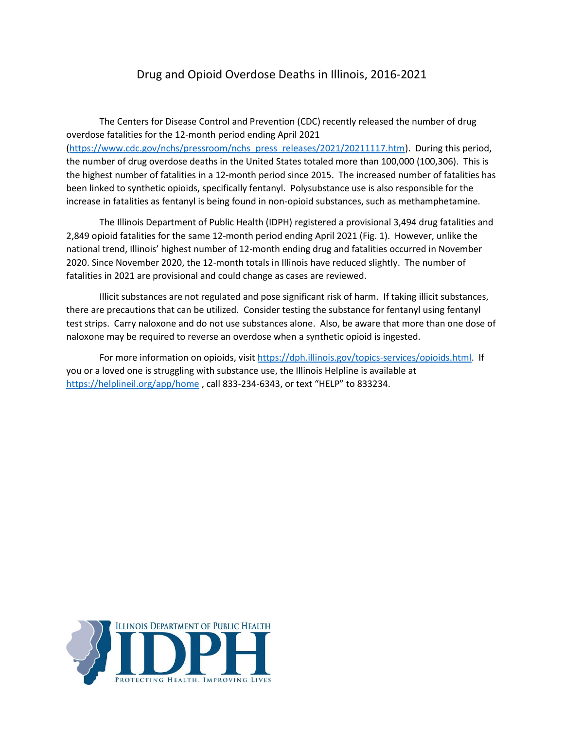# Drug and Opioid Overdose Deaths in Illinois, 2016-2021

The Centers for Disease Control and Prevention (CDC) recently released the number of drug overdose fatalities for the 12-month period ending April 2021 (https://www.cdc.gov/nchs/pressroom/nchs_press_releases/2021/20211117.htm). During this period, the number of drug overdose deaths in the United States totaled more than 100,000 (100,306). This is the highest number of fatalities in a 12-month period since 2015. The increased number of fatalities has been linked to synthetic opioids, specifically fentanyl. Polysubstance use is also responsible for the increase in fatalities as fentanyl is being found in non-opioid substances, such as methamphetamine.

The Illinois Department of Public Health (IDPH) registered a provisional 3,494 drug fatalities and 2,849 opioid fatalities for the same 12-month period ending April 2021 (Fig. 1). However, unlike the national trend, Illinois' highest number of 12-month ending drug and fatalities occurred in November 2020. Since November 2020, the 12-month totals in Illinois have reduced slightly. The number of fatalities in 2021 are provisional and could change as cases are reviewed.

Illicit substances are not regulated and pose significant risk of harm. If taking illicit substances, there are precautions that can be utilized. Consider testing the substance for fentanyl using fentanyl test strips. Carry naloxone and do not use substances alone. Also, be aware that more than one dose of naloxone may be required to reverse an overdose when a synthetic opioid is ingested.

For more information on opioids, visit https://dph.illinois.gov/topics-services/opioids.html. If you or a loved one is struggling with substance use, the Illinois Helpline is available at https://helplineil.org/app/home , call 833-234-6343, or text "HELP" to 833234.

ILLINOIS DEPARTMENT OF PUBLIC HEALTH

IDPH

PROTECTING HEALTH, IMPROVING LIVES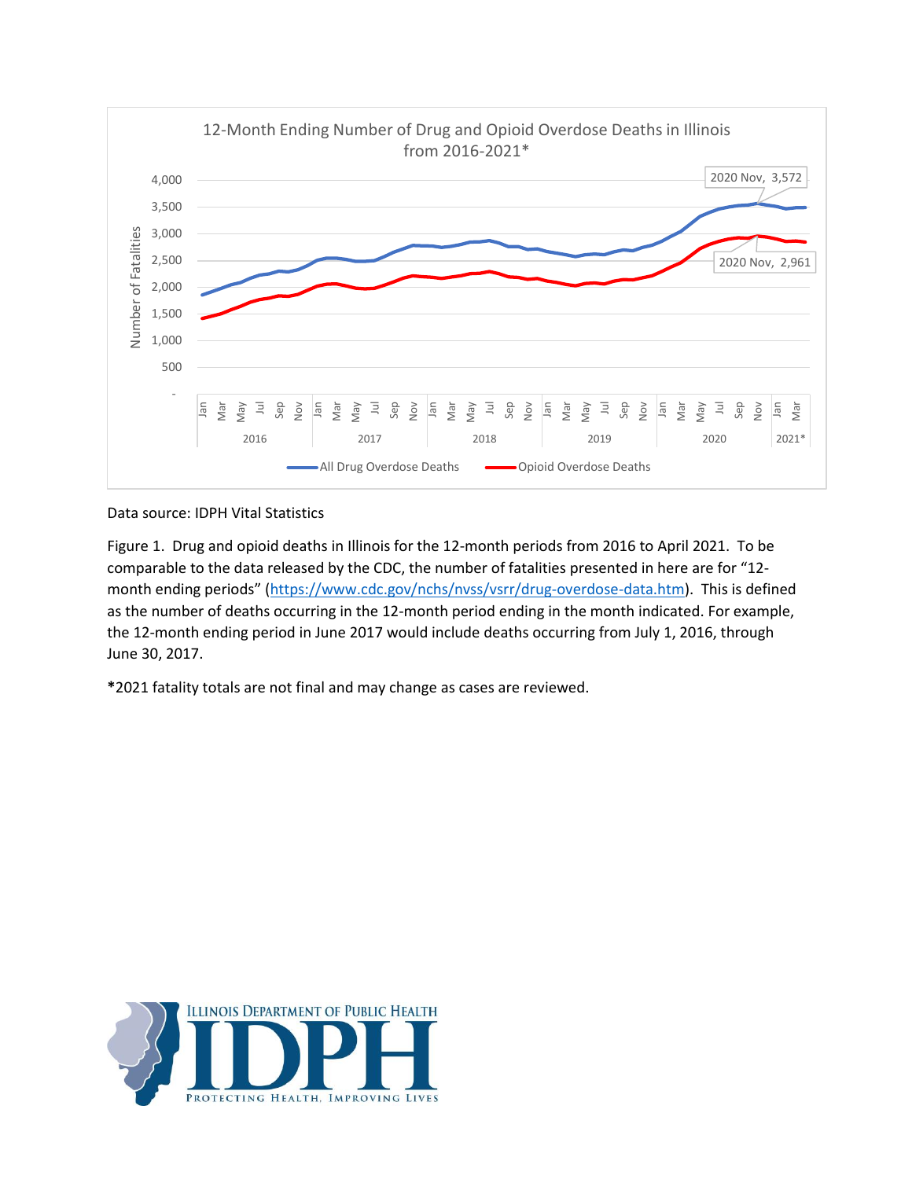12-Month Ending Number of Drug and Opioid Overdose Deaths in Illinois from 2016-2021*

Number of Fatalities

4,000
3,500
3,000
2,500
2,000
1,500
1,000
500
-

2020 Nov, 3,572

2020 Nov, 2,961

Jan Mar May Jul Sep Nov
2016
Jan Mar May Jul Sep Nov
2017
Jan Mar May Jul Sep Nov
2018
Jan Mar May Jul Sep Nov
2019
Jan Mar May Jul Sep Nov
2020
Jan Mar
2021*

All Drug Overdose Deaths
Opioid Overdose Deaths

Data source: IDPH Vital Statistics

Figure 1. Drug and opioid deaths in Illinois for the 12-month periods from 2016 to April 2021. To be comparable to the data released by the CDC, the number of fatalities presented in here are for "12-month ending periods" (https://www.cdc.gov/nchs/nvss/vsrr/drug-overdose-data.htm). This is defined as the number of deaths occurring in the 12-month period ending in the month indicated. For example, the 12-month ending period in June 2017 would include deaths occurring from July 1, 2016, through June 30, 2017.

*2021 fatality totals are not final and may change as cases are reviewed.

Illinois Department of Public Health
IDPH
Protecting Health, Improving Lives